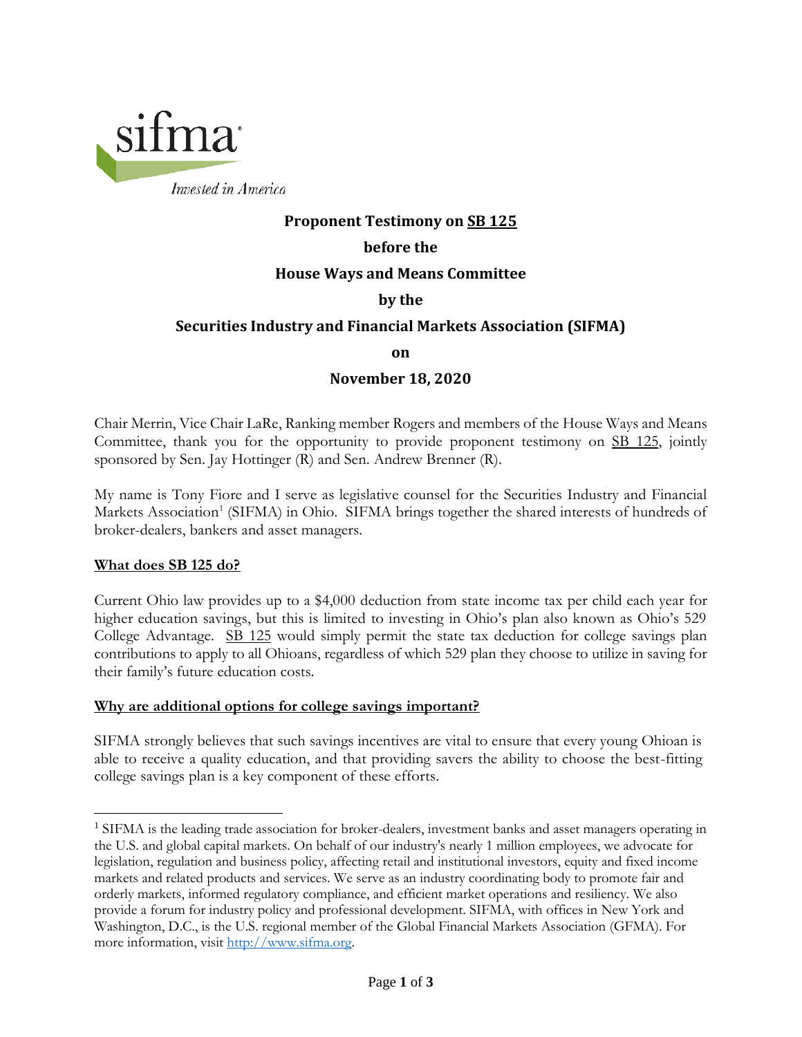sifma

*Invested in America*

**Proponent Testimony on SB 125**

**before the**

**House Ways and Means Committee**

**by the**

**Securities Industry and Financial Markets Association (SIFMA)**

**on**

**November 18, 2020**

Chair Merrin, Vice Chair LaRe, Ranking member Rogers and members of the House Ways and Means Committee, thank you for the opportunity to provide proponent testimony on SB 125, jointly sponsored by Sen. Jay Hottinger (R) and Sen. Andrew Brenner (R).

My name is Tony Fiore and I serve as legislative counsel for the Securities Industry and Financial Markets Association[1] (SIFMA) in Ohio. SIFMA brings together the shared interests of hundreds of broker-dealers, bankers and asset managers.

**What does SB 125 do?**

Current Ohio law provides up to a $4,000 deduction from state income tax per child each year for higher education savings, but this is limited to investing in Ohio's plan also known as Ohio's 529 College Advantage. SB 125 would simply permit the state tax deduction for college savings plan contributions to apply to all Ohioans, regardless of which 529 plan they choose to utilize in saving for their family's future education costs.

**Why are additional options for college savings important?**

SIFMA strongly believes that such savings incentives are vital to ensure that every young Ohioan is able to receive a quality education, and that providing savers the ability to choose the best-fitting college savings plan is a key component of these efforts.

[1] SIFMA is the leading trade association for broker-dealers, investment banks and asset managers operating in the U.S. and global capital markets. On behalf of our industry's nearly 1 million employees, we advocate for legislation, regulation and business policy, affecting retail and institutional investors, equity and fixed income markets and related products and services. We serve as an industry coordinating body to promote fair and orderly markets, informed regulatory compliance, and efficient market operations and resiliency. We also provide a forum for industry policy and professional development. SIFMA, with offices in New York and Washington, D.C., is the U.S. regional member of the Global Financial Markets Association (GFMA). For more information, visit http://www.sifma.org.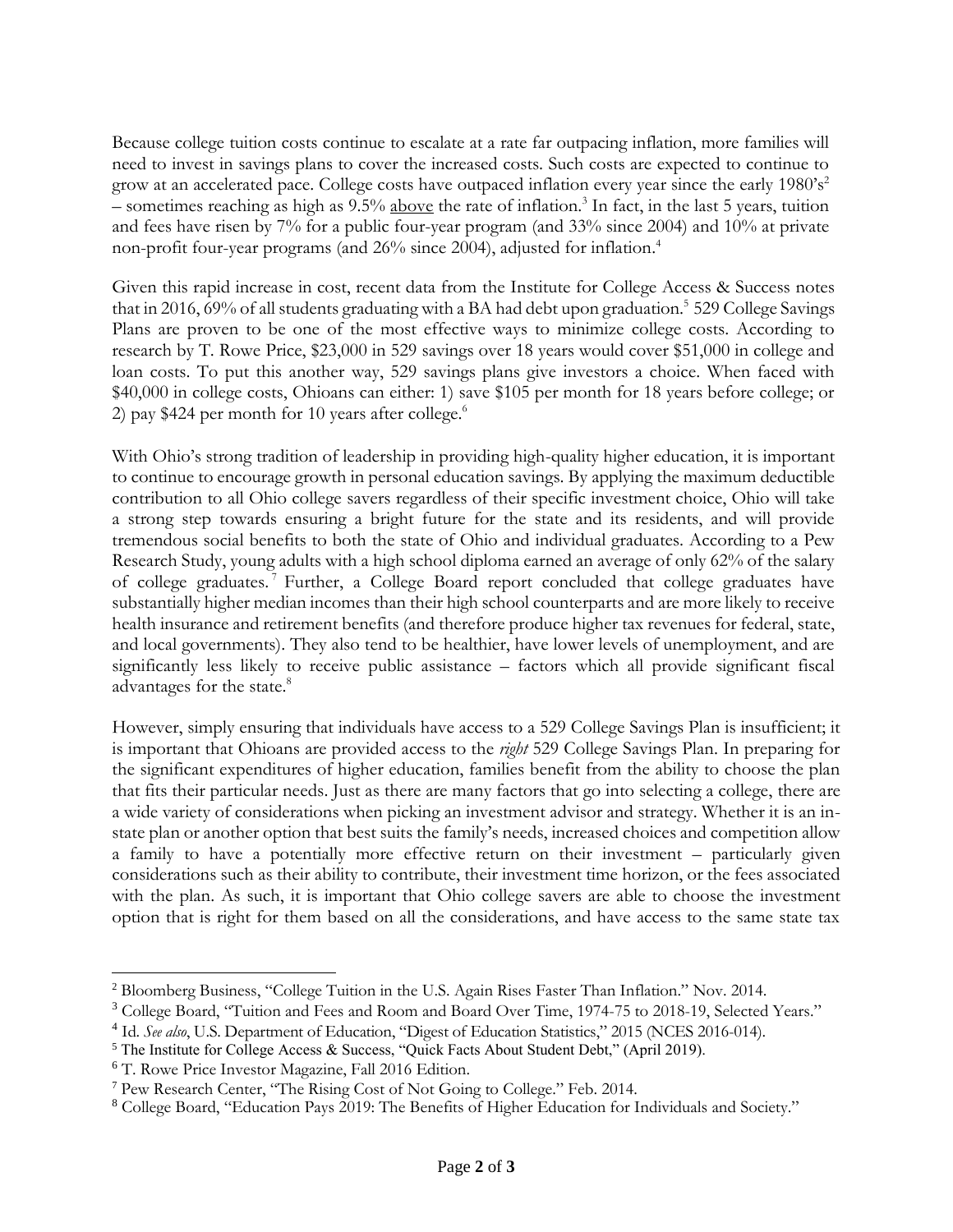Because college tuition costs continue to escalate at a rate far outpacing inflation, more families will need to invest in savings plans to cover the increased costs. Such costs are expected to continue to grow at an accelerated pace. College costs have outpaced inflation every year since the early 1980's[2] – sometimes reaching as high as 9.5% above the rate of inflation.[3] In fact, in the last 5 years, tuition and fees have risen by 7% for a public four-year program (and 33% since 2004) and 10% at private non-profit four-year programs (and 26% since 2004), adjusted for inflation.[4]

Given this rapid increase in cost, recent data from the Institute for College Access & Success notes that in 2016, 69% of all students graduating with a BA had debt upon graduation.[5] 529 College Savings Plans are proven to be one of the most effective ways to minimize college costs. According to research by T. Rowe Price, $23,000 in 529 savings over 18 years would cover $51,000 in college and loan costs. To put this another way, 529 savings plans give investors a choice. When faced with $40,000 in college costs, Ohioans can either: 1) save $105 per month for 18 years before college; or 2) pay $424 per month for 10 years after college.[6]

With Ohio's strong tradition of leadership in providing high-quality higher education, it is important to continue to encourage growth in personal education savings. By applying the maximum deductible contribution to all Ohio college savers regardless of their specific investment choice, Ohio will take a strong step towards ensuring a bright future for the state and its residents, and will provide tremendous social benefits to both the state of Ohio and individual graduates. According to a Pew Research Study, young adults with a high school diploma earned an average of only 62% of the salary of college graduates.[7] Further, a College Board report concluded that college graduates have substantially higher median incomes than their high school counterparts and are more likely to receive health insurance and retirement benefits (and therefore produce higher tax revenues for federal, state, and local governments). They also tend to be healthier, have lower levels of unemployment, and are significantly less likely to receive public assistance – factors which all provide significant fiscal advantages for the state.[8]

However, simply ensuring that individuals have access to a 529 College Savings Plan is insufficient; it is important that Ohioans are provided access to the *right* 529 College Savings Plan. In preparing for the significant expenditures of higher education, families benefit from the ability to choose the plan that fits their particular needs. Just as there are many factors that go into selecting a college, there are a wide variety of considerations when picking an investment advisor and strategy. Whether it is an in-state plan or another option that best suits the family's needs, increased choices and competition allow a family to have a potentially more effective return on their investment – particularly given considerations such as their ability to contribute, their investment time horizon, or the fees associated with the plan. As such, it is important that Ohio college savers are able to choose the investment option that is right for them based on all the considerations, and have access to the same state tax

---

[2] Bloomberg Business, "College Tuition in the U.S. Again Rises Faster Than Inflation." Nov. 2014.

[3] College Board, "Tuition and Fees and Room and Board Over Time, 1974-75 to 2018-19, Selected Years."

[4] Id. *See also*, U.S. Department of Education, "Digest of Education Statistics," 2015 (NCES 2016-014).

[5] The Institute for College Access & Success, "Quick Facts About Student Debt," (April 2019).

[6] T. Rowe Price Investor Magazine, Fall 2016 Edition.

[7] Pew Research Center, "The Rising Cost of Not Going to College." Feb. 2014.

[8] College Board, "Education Pays 2019: The Benefits of Higher Education for Individuals and Society."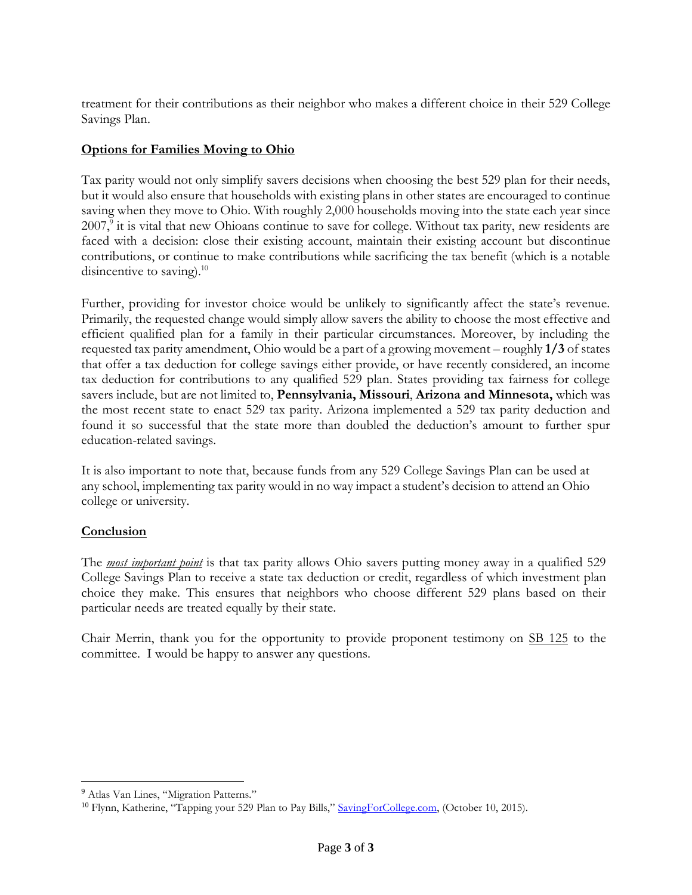treatment for their contributions as their neighbor who makes a different choice in their 529 College Savings Plan.

## Options for Families Moving to Ohio

Tax parity would not only simplify savers decisions when choosing the best 529 plan for their needs, but it would also ensure that households with existing plans in other states are encouraged to continue saving when they move to Ohio. With roughly 2,000 households moving into the state each year since 2007,[9] it is vital that new Ohioans continue to save for college. Without tax parity, new residents are faced with a decision: close their existing account, maintain their existing account but discontinue contributions, or continue to make contributions while sacrificing the tax benefit (which is a notable disincentive to saving).[10]

Further, providing for investor choice would be unlikely to significantly affect the state's revenue. Primarily, the requested change would simply allow savers the ability to choose the most effective and efficient qualified plan for a family in their particular circumstances. Moreover, by including the requested tax parity amendment, Ohio would be a part of a growing movement – roughly **1/3** of states that offer a tax deduction for college savings either provide, or have recently considered, an income tax deduction for contributions to any qualified 529 plan. States providing tax fairness for college savers include, but are not limited to, **Pennsylvania, Missouri**, **Arizona and Minnesota,** which was the most recent state to enact 529 tax parity. Arizona implemented a 529 tax parity deduction and found it so successful that the state more than doubled the deduction's amount to further spur education-related savings.

It is also important to note that, because funds from any 529 College Savings Plan can be used at any school, implementing tax parity would in no way impact a student's decision to attend an Ohio college or university.

## Conclusion

The ***most important point*** is that tax parity allows Ohio savers putting money away in a qualified 529 College Savings Plan to receive a state tax deduction or credit, regardless of which investment plan choice they make. This ensures that neighbors who choose different 529 plans based on their particular needs are treated equally by their state.

Chair Merrin, thank you for the opportunity to provide proponent testimony on SB 125 to the committee. I would be happy to answer any questions.

---

[9] Atlas Van Lines, "Migration Patterns."

[10] Flynn, Katherine, "Tapping your 529 Plan to Pay Bills," SavingForCollege.com, (October 10, 2015).